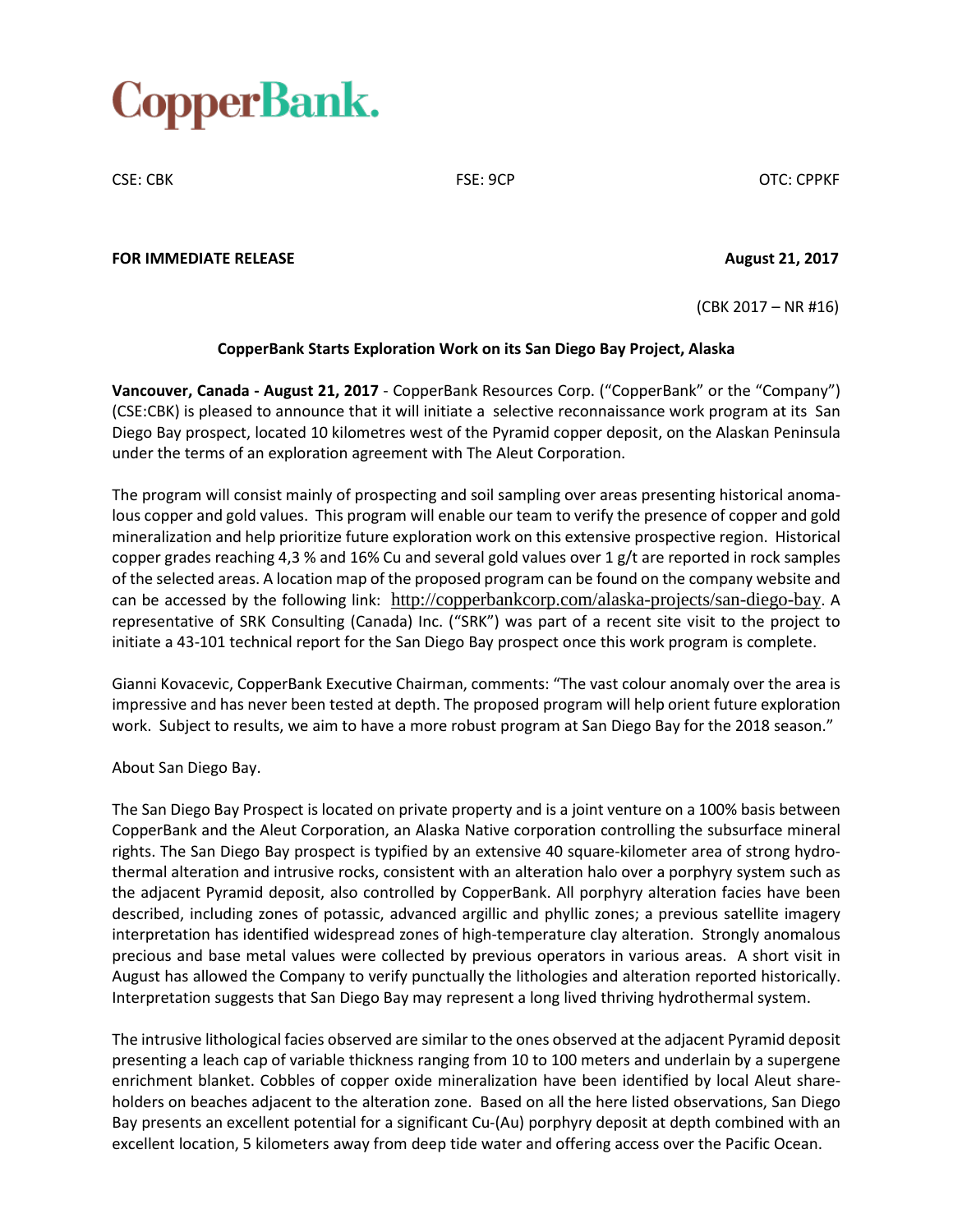# CopperBank.

CSE: CBK FSE: 9CP OTC: CPPKF

**FOR IMMEDIATE RELEASE** **August 21, 2017**

(CBK 2017 – NR #16)

**CopperBank Starts Exploration Work on its San Diego Bay Project, Alaska**

**Vancouver, Canada - August 21, 2017** - CopperBank Resources Corp. ("CopperBank" or the "Company") (CSE:CBK) is pleased to announce that it will initiate a selective reconnaissance work program at its San Diego Bay prospect, located 10 kilometres west of the Pyramid copper deposit, on the Alaskan Peninsula under the terms of an exploration agreement with The Aleut Corporation.

The program will consist mainly of prospecting and soil sampling over areas presenting historical anomalous copper and gold values. This program will enable our team to verify the presence of copper and gold mineralization and help prioritize future exploration work on this extensive prospective region. Historical copper grades reaching 4,3 % and 16% Cu and several gold values over 1 g/t are reported in rock samples of the selected areas. A location map of the proposed program can be found on the company website and can be accessed by the following link: http://copperbankcorp.com/alaska-projects/san-diego-bay. A representative of SRK Consulting (Canada) Inc. ("SRK") was part of a recent site visit to the project to initiate a 43-101 technical report for the San Diego Bay prospect once this work program is complete.

Gianni Kovacevic, CopperBank Executive Chairman, comments: "The vast colour anomaly over the area is impressive and has never been tested at depth. The proposed program will help orient future exploration work. Subject to results, we aim to have a more robust program at San Diego Bay for the 2018 season."

About San Diego Bay.

The San Diego Bay Prospect is located on private property and is a joint venture on a 100% basis between CopperBank and the Aleut Corporation, an Alaska Native corporation controlling the subsurface mineral rights. The San Diego Bay prospect is typified by an extensive 40 square-kilometer area of strong hydrothermal alteration and intrusive rocks, consistent with an alteration halo over a porphyry system such as the adjacent Pyramid deposit, also controlled by CopperBank. All porphyry alteration facies have been described, including zones of potassic, advanced argillic and phyllic zones; a previous satellite imagery interpretation has identified widespread zones of high-temperature clay alteration. Strongly anomalous precious and base metal values were collected by previous operators in various areas. A short visit in August has allowed the Company to verify punctually the lithologies and alteration reported historically. Interpretation suggests that San Diego Bay may represent a long lived thriving hydrothermal system.

The intrusive lithological facies observed are similar to the ones observed at the adjacent Pyramid deposit presenting a leach cap of variable thickness ranging from 10 to 100 meters and underlain by a supergene enrichment blanket. Cobbles of copper oxide mineralization have been identified by local Aleut shareholders on beaches adjacent to the alteration zone. Based on all the here listed observations, San Diego Bay presents an excellent potential for a significant Cu-(Au) porphyry deposit at depth combined with an excellent location, 5 kilometers away from deep tide water and offering access over the Pacific Ocean.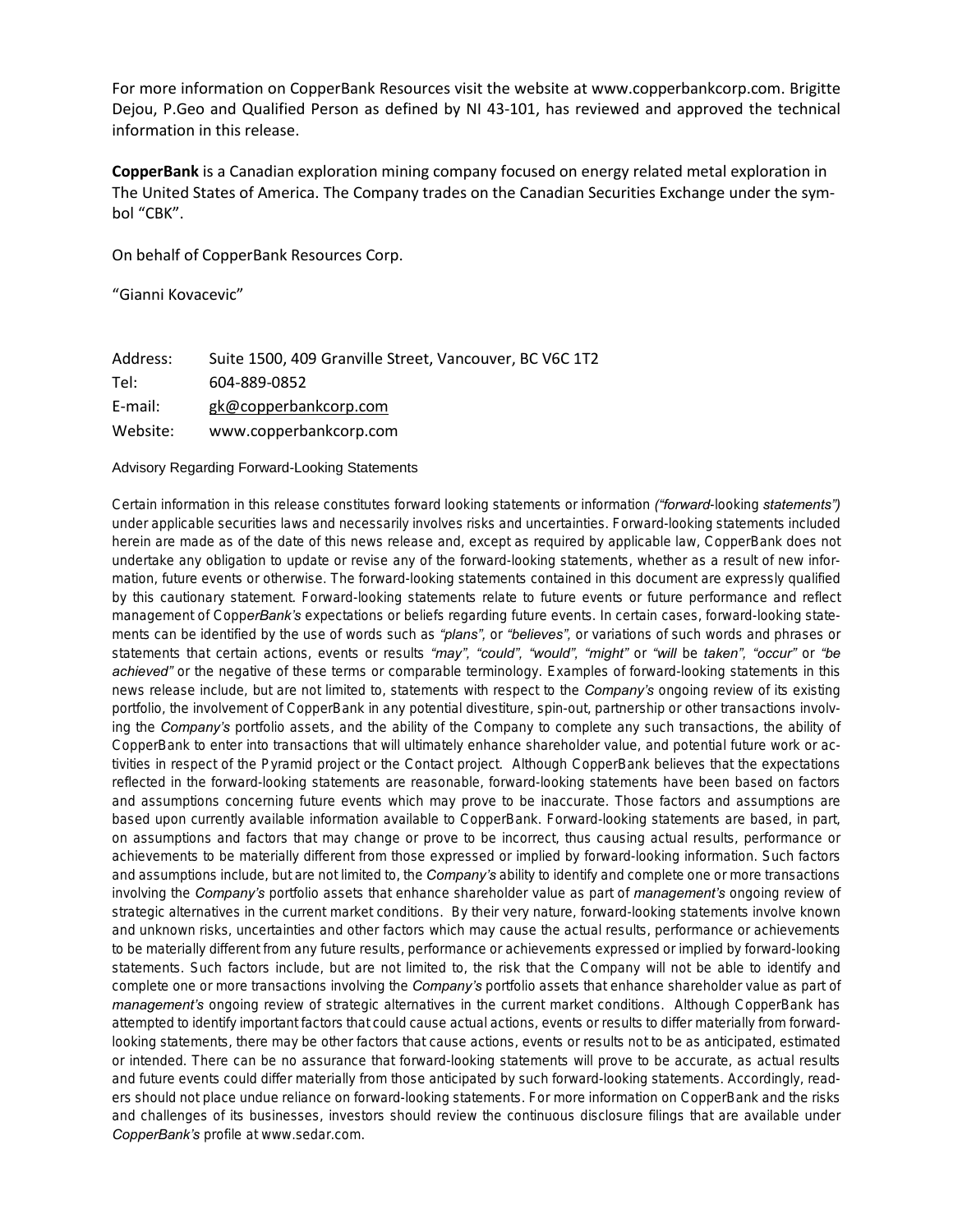For more information on CopperBank Resources visit the website at www.copperbankcorp.com. Brigitte Dejou, P.Geo and Qualified Person as defined by NI 43-101, has reviewed and approved the technical information in this release.

**CopperBank** is a Canadian exploration mining company focused on energy related metal exploration in The United States of America. The Company trades on the Canadian Securities Exchange under the symbol "CBK".

On behalf of CopperBank Resources Corp.

"Gianni Kovacevic"

| | |
|---|---|
| Address: | Suite 1500, 409 Granville Street, Vancouver, BC V6C 1T2 |
| Tel: | 604-889-0852 |
| E-mail: | gk@copperbankcorp.com |
| Website: | www.copperbankcorp.com |

Advisory Regarding Forward-Looking Statements

Certain information in this release constitutes forward looking statements or information *("forward-looking statements")* under applicable securities laws and necessarily involves risks and uncertainties. Forward-looking statements included herein are made as of the date of this news release and, except as required by applicable law, CopperBank does not undertake any obligation to update or revise any of the forward-looking statements, whether as a result of new information, future events or otherwise. The forward-looking statements contained in this document are expressly qualified by this cautionary statement. Forward-looking statements relate to future events or future performance and reflect management of *CopperBank's* expectations or beliefs regarding future events. In certain cases, forward-looking statements can be identified by the use of words such as *"plans"*, or *"believes"*, or variations of such words and phrases or statements that certain actions, events or results *"may"*, *"could"*, *"would"*, *"might"* or *"will be taken"*, *"occur"* or *"be achieved"* or the negative of these terms or comparable terminology. Examples of forward-looking statements in this news release include, but are not limited to, statements with respect to the *Company's* ongoing review of its existing portfolio, the involvement of CopperBank in any potential divestiture, spin-out, partnership or other transactions involving the *Company's* portfolio assets, and the ability of the Company to complete any such transactions, the ability of CopperBank to enter into transactions that will ultimately enhance shareholder value, and potential future work or activities in respect of the Pyramid project or the Contact project. Although CopperBank believes that the expectations reflected in the forward-looking statements are reasonable, forward-looking statements have been based on factors and assumptions concerning future events which may prove to be inaccurate. Those factors and assumptions are based upon currently available information available to CopperBank. Forward-looking statements are based, in part, on assumptions and factors that may change or prove to be incorrect, thus causing actual results, performance or achievements to be materially different from those expressed or implied by forward-looking information. Such factors and assumptions include, but are not limited to, the *Company's* ability to identify and complete one or more transactions involving the *Company's* portfolio assets that enhance shareholder value as part of *management's* ongoing review of strategic alternatives in the current market conditions. By their very nature, forward-looking statements involve known and unknown risks, uncertainties and other factors which may cause the actual results, performance or achievements to be materially different from any future results, performance or achievements expressed or implied by forward-looking statements. Such factors include, but are not limited to, the risk that the Company will not be able to identify and complete one or more transactions involving the *Company's* portfolio assets that enhance shareholder value as part of *management's* ongoing review of strategic alternatives in the current market conditions. Although CopperBank has attempted to identify important factors that could cause actual actions, events or results to differ materially from forward-looking statements, there may be other factors that cause actions, events or results not to be as anticipated, estimated or intended. There can be no assurance that forward-looking statements will prove to be accurate, as actual results and future events could differ materially from those anticipated by such forward-looking statements. Accordingly, readers should not place undue reliance on forward-looking statements. For more information on CopperBank and the risks and challenges of its businesses, investors should review the continuous disclosure filings that are available under *CopperBank's* profile at www.sedar.com.